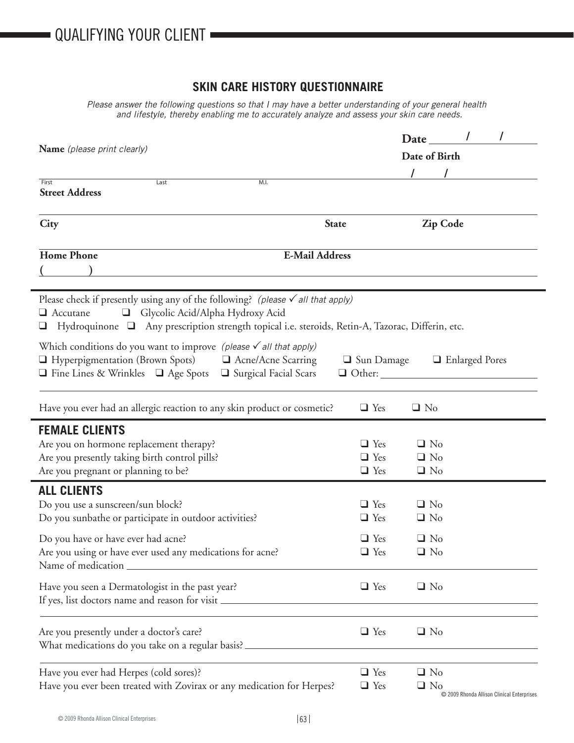# QUALIFYING YOUR CLIENT

## SKIN CARE HISTORY QUESTIONNAIRE

*Please answer the following questions so that I may have a better understanding of your general health and lifestyle, thereby enabling me to accurately analyze and assess your skin care needs.*

**Date** ____ / ____ / ____

**Name** *(please print clearly)*

______________________________________________
First    Last    M.I.

**Date of Birth** ____ / ____ / ____

**Street Address** ______________________________________________

**City** ____________________ **State** ________ **Zip Code** ________

**Home Phone** ( ____ ) ____________________ **E-Mail Address** ____________________

---

Please check if presently using any of the following? *(please ✓ all that apply)*

❑ Accutane ❑ Glycolic Acid/Alpha Hydroxy Acid
❑ Hydroquinone ❑ Any prescription strength topical i.e. steroids, Retin-A, Tazorac, Differin, etc.

Which conditions do you want to improve *(please ✓ all that apply)*

❑ Hyperpigmentation (Brown Spots) ❑ Acne/Acne Scarring ❑ Sun Damage ❑ Enlarged Pores
❑ Fine Lines & Wrinkles ❑ Age Spots ❑ Surgical Facial Scars ❑ Other: ____________________

Have you ever had an allergic reaction to any skin product or cosmetic? ❑ Yes ❑ No

---

### FEMALE CLIENTS

Are you on hormone replacement therapy? ❑ Yes ❑ No
Are you presently taking birth control pills? ❑ Yes ❑ No
Are you pregnant or planning to be? ❑ Yes ❑ No

---

### ALL CLIENTS

Do you use a sunscreen/sun block? ❑ Yes ❑ No
Do you sunbathe or participate in outdoor activities? ❑ Yes ❑ No

Do you have or have ever had acne? ❑ Yes ❑ No
Are you using or have ever used any medications for acne? ❑ Yes ❑ No
Name of medication ____________________

Have you seen a Dermatologist in the past year? ❑ Yes ❑ No
If yes, list doctors name and reason for visit ____________________

Are you presently under a doctor's care? ❑ Yes ❑ No
What medications do you take on a regular basis? ____________________

Have you ever had Herpes (cold sores)? ❑ Yes ❑ No
Have you ever been treated with Zovirax or any medication for Herpes? ❑ Yes ❑ No

© 2009 Rhonda Allison Clinical Enterprises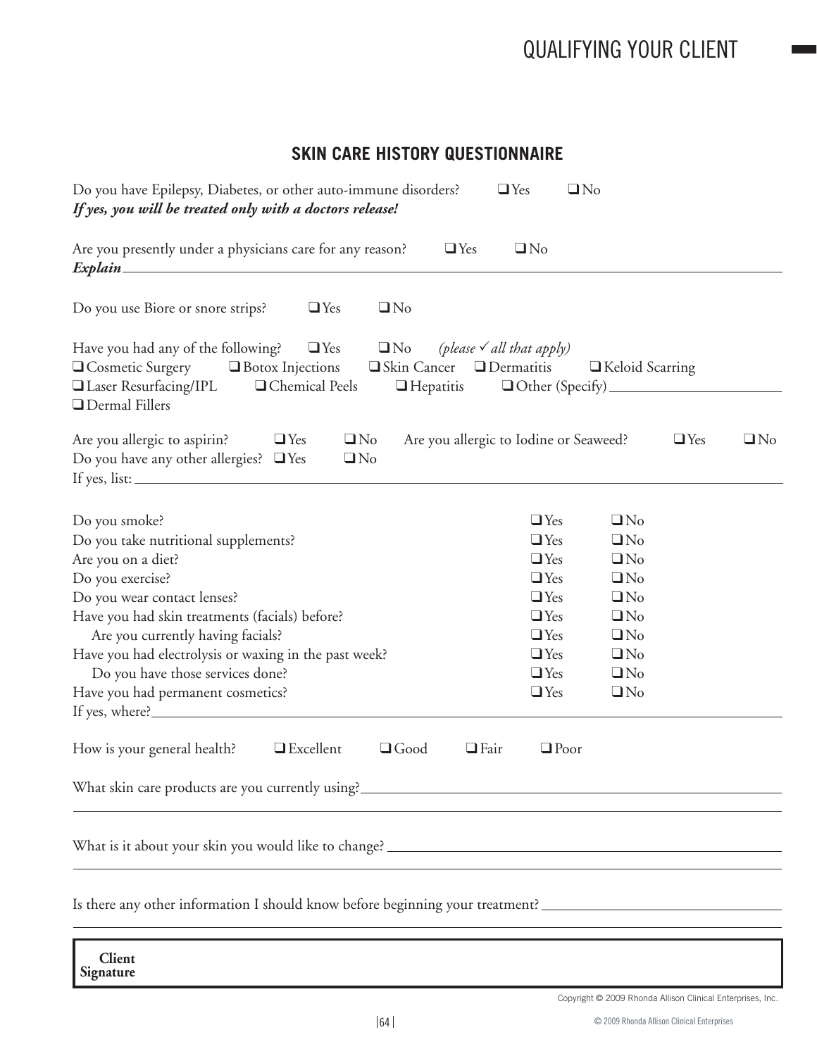## SKIN CARE HISTORY QUESTIONNAIRE

Do you have Epilepsy, Diabetes, or other auto-immune disorders? ❑ Yes ❑ No
***If yes, you will be treated only with a doctors release!***

Are you presently under a physicians care for any reason? ❑ Yes ❑ No
***Explain*** ______________________________

Do you use Biore or snore strips? ❑ Yes ❑ No

Have you had any of the following? ❑ Yes ❑ No *(please ✓ all that apply)*
❑ Cosmetic Surgery ❑ Botox Injections ❑ Skin Cancer ❑ Dermatitis ❑ Keloid Scarring
❑ Laser Resurfacing/IPL ❑ Chemical Peels ❑ Hepatitis ❑ Other (Specify) ______________
❑ Dermal Fillers

Are you allergic to aspirin? ❑ Yes ❑ No Are you allergic to Iodine or Seaweed? ❑ Yes ❑ No
Do you have any other allergies? ❑ Yes ❑ No
If yes, list: ______________________________

| | | |
|---|---|---|
| Do you smoke? | ❑ Yes | ❑ No |
| Do you take nutritional supplements? | ❑ Yes | ❑ No |
| Are you on a diet? | ❑ Yes | ❑ No |
| Do you exercise? | ❑ Yes | ❑ No |
| Do you wear contact lenses? | ❑ Yes | ❑ No |
| Have you had skin treatments (facials) before? | ❑ Yes | ❑ No |
| Are you currently having facials? | ❑ Yes | ❑ No |
| Have you had electrolysis or waxing in the past week? | ❑ Yes | ❑ No |
| Do you have those services done? | ❑ Yes | ❑ No |
| Have you had permanent cosmetics? | ❑ Yes | ❑ No |

If yes, where? ______________________________

How is your general health? ❑ Excellent ❑ Good ❑ Fair ❑ Poor

What skin care products are you currently using? ______________________________

What is it about your skin you would like to change? ______________________________

Is there any other information I should know before beginning your treatment? ______________________________

**Client Signature** ______________________________

Copyright © 2009 Rhonda Allison Clinical Enterprises, Inc.